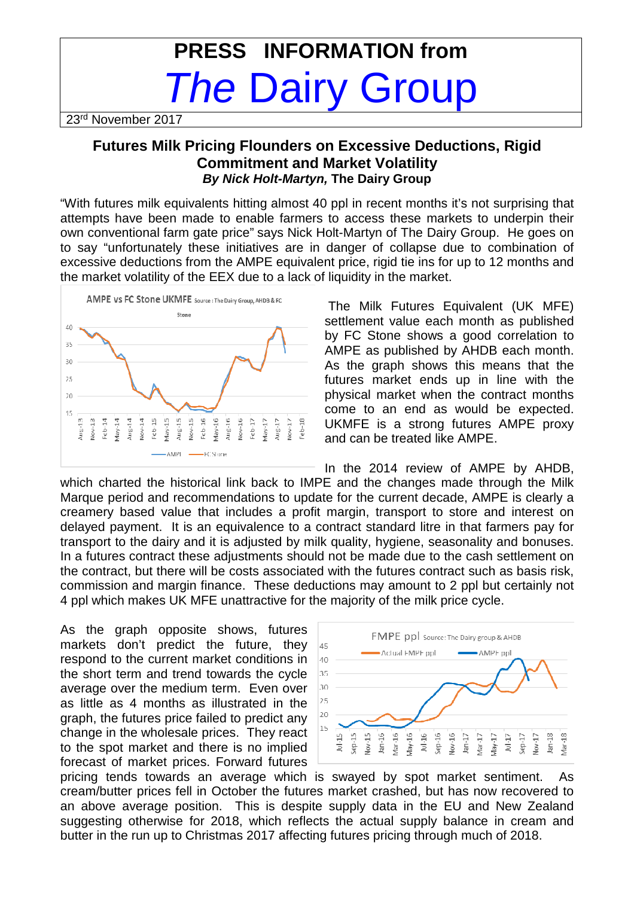# PRESS INFORMATION from

# *The* Dairy Group

23rd November 2017

## Futures Milk Pricing Flounders on Excessive Deductions, Rigid Commitment and Market Volatility

***By Nick Holt-Martyn,*** **The Dairy Group**

"With futures milk equivalents hitting almost 40 ppl in recent months it's not surprising that attempts have been made to enable farmers to access these markets to underpin their own conventional farm gate price" says Nick Holt-Martyn of The Dairy Group. He goes on to say "unfortunately these initiatives are in danger of collapse due to combination of excessive deductions from the AMPE equivalent price, rigid tie ins for up to 12 months and the market volatility of the EEX due to a lack of liquidity in the market.

The Milk Futures Equivalent (UK MFE) settlement value each month as published by FC Stone shows a good correlation to AMPE as published by AHDB each month. As the graph shows this means that the futures market ends up in line with the physical market when the contract months come to an end as would be expected. UKMFE is a strong futures AMPE proxy and can be treated like AMPE.

In the 2014 review of AMPE by AHDB, which charted the historical link back to IMPE and the changes made through the Milk Marque period and recommendations to update for the current decade, AMPE is clearly a creamery based value that includes a profit margin, transport to store and interest on delayed payment. It is an equivalence to a contract standard litre in that farmers pay for transport to the dairy and it is adjusted by milk quality, hygiene, seasonality and bonuses. In a futures contract these adjustments should not be made due to the cash settlement on the contract, but there will be costs associated with the futures contract such as basis risk, commission and margin finance. These deductions may amount to 2 ppl but certainly not 4 ppl which makes UK MFE unattractive for the majority of the milk price cycle.

As the graph opposite shows, futures markets don't predict the future, they respond to the current market conditions in the short term and trend towards the cycle average over the medium term. Even over as little as 4 months as illustrated in the graph, the futures price failed to predict any change in the wholesale prices. They react to the spot market and there is no implied forecast of market prices. Forward futures pricing tends towards an average which is swayed by spot market sentiment. As cream/butter prices fell in October the futures market crashed, but has now recovered to an above average position. This is despite supply data in the EU and New Zealand suggesting otherwise for 2018, which reflects the actual supply balance in cream and butter in the run up to Christmas 2017 affecting futures pricing through much of 2018.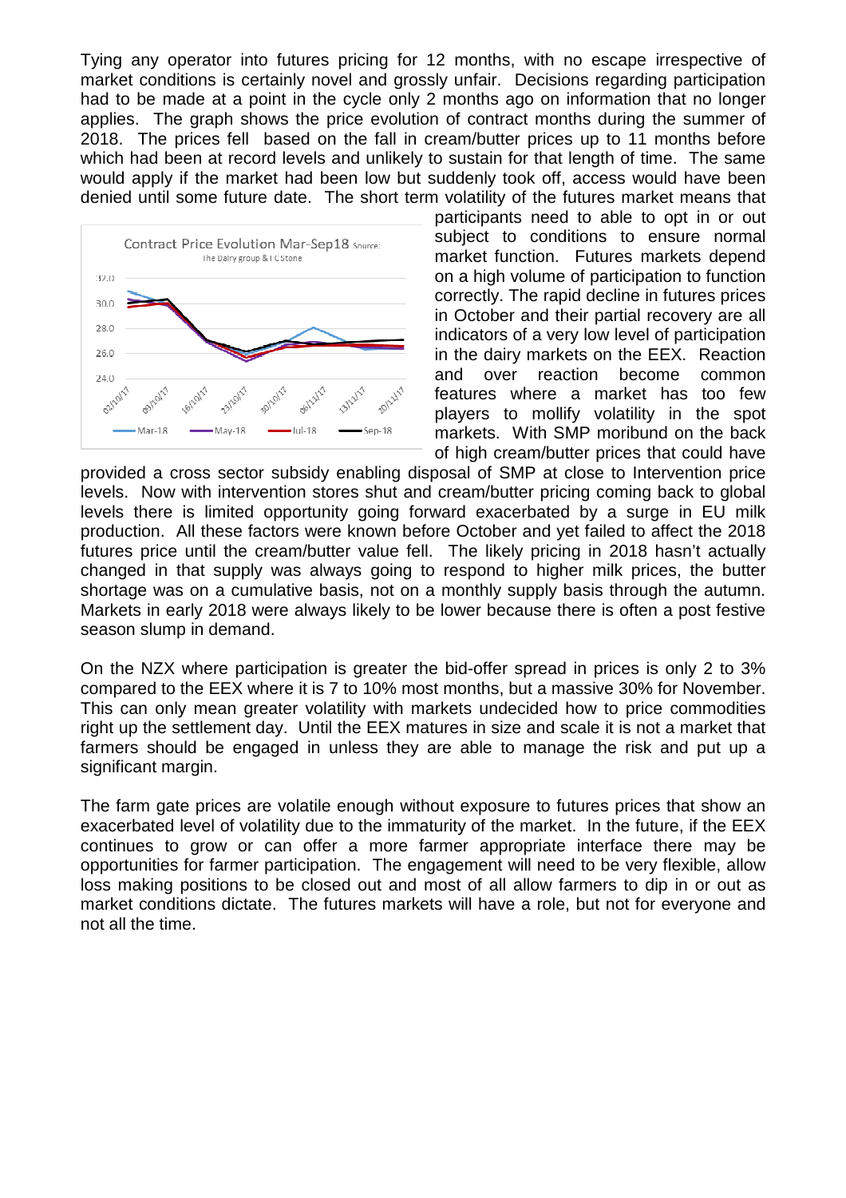Tying any operator into futures pricing for 12 months, with no escape irrespective of market conditions is certainly novel and grossly unfair. Decisions regarding participation had to be made at a point in the cycle only 2 months ago on information that no longer applies. The graph shows the price evolution of contract months during the summer of 2018. The prices fell based on the fall in cream/butter prices up to 11 months before which had been at record levels and unlikely to sustain for that length of time. The same would apply if the market had been low but suddenly took off, access would have been denied until some future date. The short term volatility of the futures market means that participants need to able to opt in or out subject to conditions to ensure normal market function. Futures markets depend on a high volume of participation to function correctly. The rapid decline in futures prices in October and their partial recovery are all indicators of a very low level of participation in the dairy markets on the EEX. Reaction and over reaction become common features where a market has too few players to mollify volatility in the spot markets. With SMP moribund on the back of high cream/butter prices that could have provided a cross sector subsidy enabling disposal of SMP at close to Intervention price levels. Now with intervention stores shut and cream/butter pricing coming back to global levels there is limited opportunity going forward exacerbated by a surge in EU milk production. All these factors were known before October and yet failed to affect the 2018 futures price until the cream/butter value fell. The likely pricing in 2018 hasn't actually changed in that supply was always going to respond to higher milk prices, the butter shortage was on a cumulative basis, not on a monthly supply basis through the autumn. Markets in early 2018 were always likely to be lower because there is often a post festive season slump in demand.

On the NZX where participation is greater the bid-offer spread in prices is only 2 to 3% compared to the EEX where it is 7 to 10% most months, but a massive 30% for November. This can only mean greater volatility with markets undecided how to price commodities right up the settlement day. Until the EEX matures in size and scale it is not a market that farmers should be engaged in unless they are able to manage the risk and put up a significant margin.

The farm gate prices are volatile enough without exposure to futures prices that show an exacerbated level of volatility due to the immaturity of the market. In the future, if the EEX continues to grow or can offer a more farmer appropriate interface there may be opportunities for farmer participation. The engagement will need to be very flexible, allow loss making positions to be closed out and most of all allow farmers to dip in or out as market conditions dictate. The futures markets will have a role, but not for everyone and not all the time.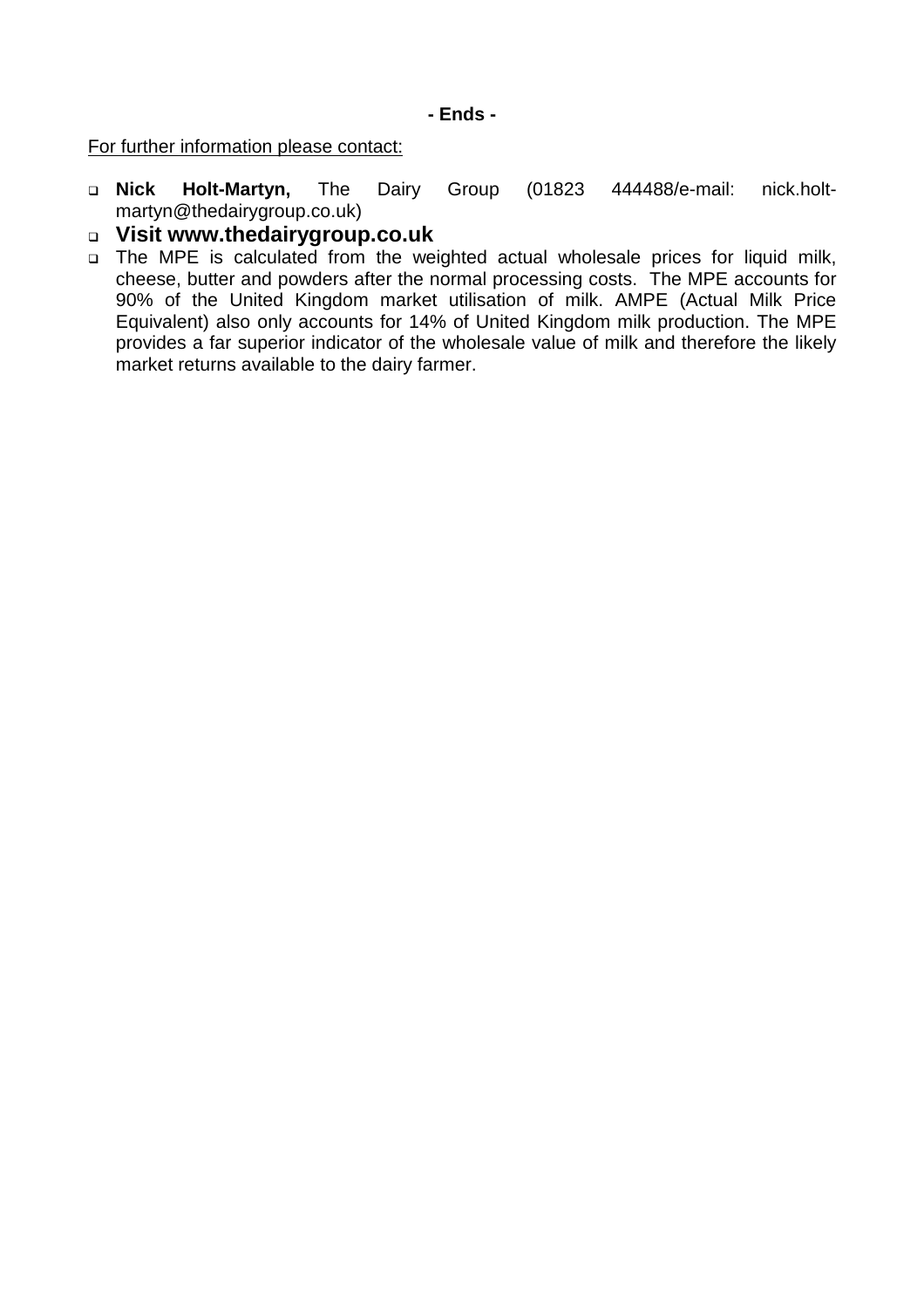**- Ends -**

For further information please contact:

- **Nick Holt-Martyn,** The Dairy Group (01823 444488/e-mail: nick.holt-martyn@thedairygroup.co.uk)
- **Visit www.thedairygroup.co.uk**
- The MPE is calculated from the weighted actual wholesale prices for liquid milk, cheese, butter and powders after the normal processing costs. The MPE accounts for 90% of the United Kingdom market utilisation of milk. AMPE (Actual Milk Price Equivalent) also only accounts for 14% of United Kingdom milk production. The MPE provides a far superior indicator of the wholesale value of milk and therefore the likely market returns available to the dairy farmer.